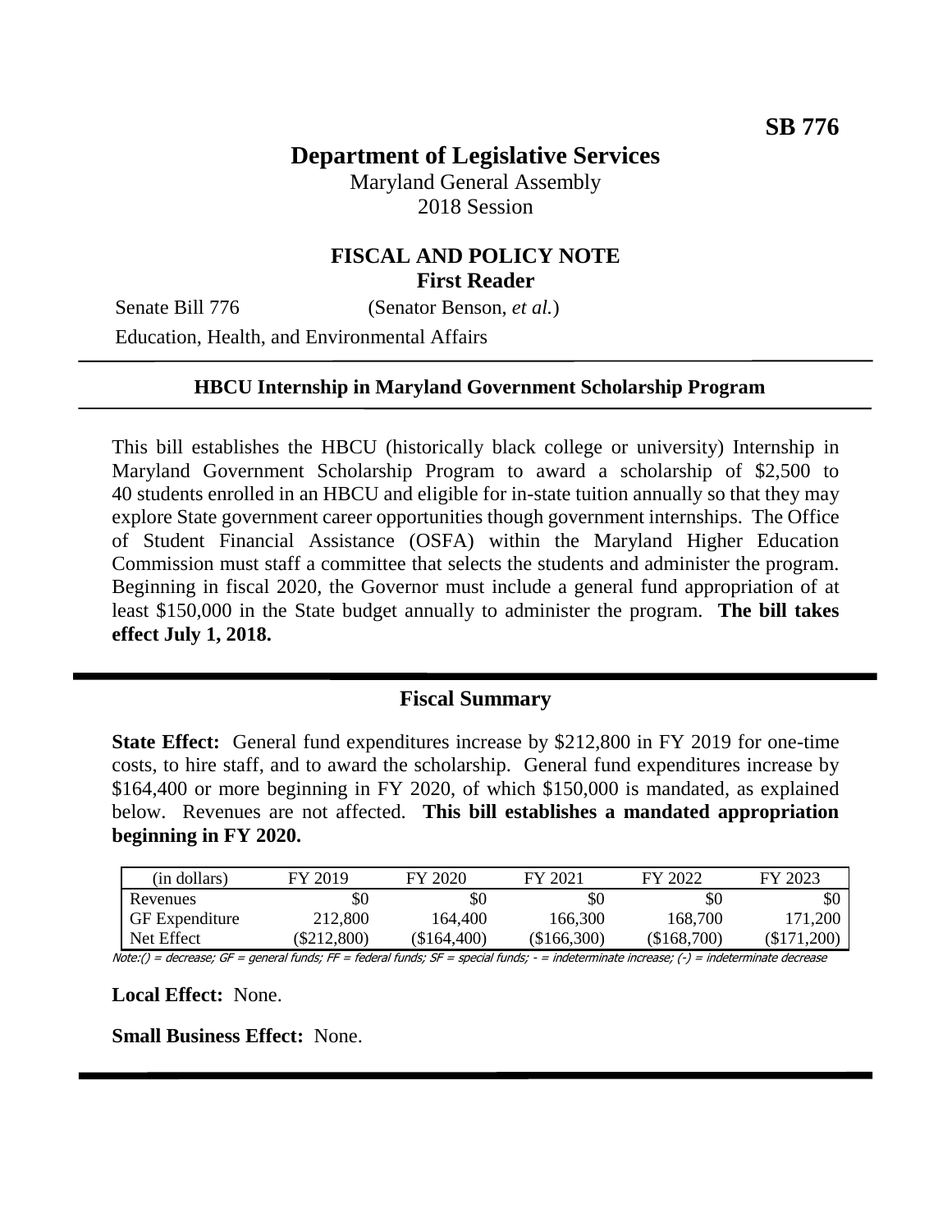**SB 776**

# Department of Legislative Services

Maryland General Assembly
2018 Session

## FISCAL AND POLICY NOTE
**First Reader**

Senate Bill 776 (Senator Benson, *et al.*)
Education, Health, and Environmental Affairs

---

**HBCU Internship in Maryland Government Scholarship Program**

---

This bill establishes the HBCU (historically black college or university) Internship in Maryland Government Scholarship Program to award a scholarship of $2,500 to 40 students enrolled in an HBCU and eligible for in-state tuition annually so that they may explore State government career opportunities though government internships. The Office of Student Financial Assistance (OSFA) within the Maryland Higher Education Commission must staff a committee that selects the students and administer the program. Beginning in fiscal 2020, the Governor must include a general fund appropriation of at least $150,000 in the State budget annually to administer the program. **The bill takes effect July 1, 2018.**

---

## Fiscal Summary

**State Effect:** General fund expenditures increase by $212,800 in FY 2019 for one-time costs, to hire staff, and to award the scholarship. General fund expenditures increase by $164,400 or more beginning in FY 2020, of which $150,000 is mandated, as explained below. Revenues are not affected. **This bill establishes a mandated appropriation beginning in FY 2020.**

| (in dollars) | FY 2019 | FY 2020 | FY 2021 | FY 2022 | FY 2023 |
|---|---|---|---|---|---|
| Revenues | $0 | $0 | $0 | $0 | $0 |
| GF Expenditure | 212,800 | 164,400 | 166,300 | 168,700 | 171,200 |
| Net Effect | ($212,800) | ($164,400) | ($166,300) | ($168,700) | ($171,200) |

Note:() = decrease; GF = general funds; FF = federal funds; SF = special funds; - = indeterminate increase; (-) = indeterminate decrease

**Local Effect:** None.

**Small Business Effect:** None.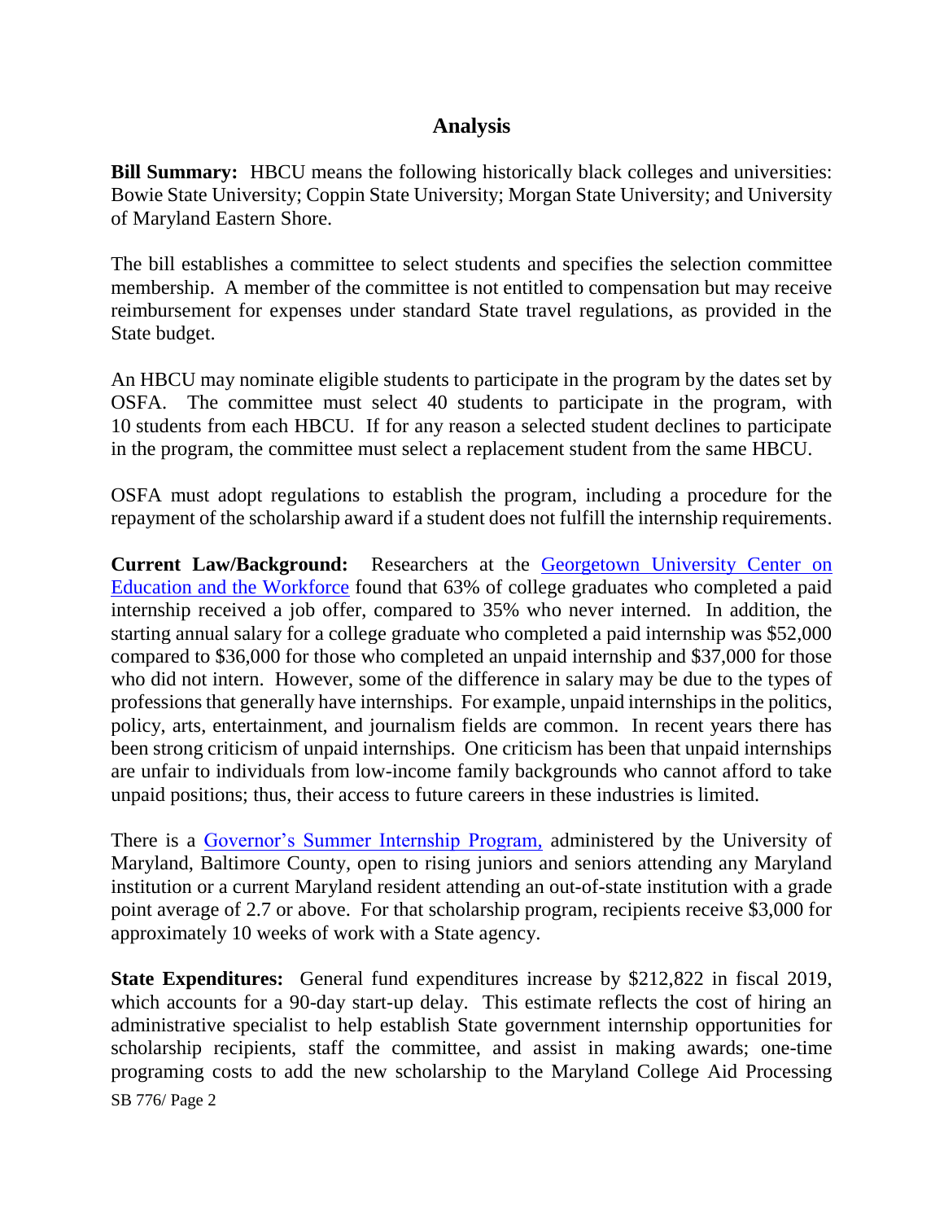## Analysis

**Bill Summary:** HBCU means the following historically black colleges and universities: Bowie State University; Coppin State University; Morgan State University; and University of Maryland Eastern Shore.

The bill establishes a committee to select students and specifies the selection committee membership. A member of the committee is not entitled to compensation but may receive reimbursement for expenses under standard State travel regulations, as provided in the State budget.

An HBCU may nominate eligible students to participate in the program by the dates set by OSFA. The committee must select 40 students to participate in the program, with 10 students from each HBCU. If for any reason a selected student declines to participate in the program, the committee must select a replacement student from the same HBCU.

OSFA must adopt regulations to establish the program, including a procedure for the repayment of the scholarship award if a student does not fulfill the internship requirements.

**Current Law/Background:** Researchers at the Georgetown University Center on Education and the Workforce found that 63% of college graduates who completed a paid internship received a job offer, compared to 35% who never interned. In addition, the starting annual salary for a college graduate who completed a paid internship was $52,000 compared to $36,000 for those who completed an unpaid internship and $37,000 for those who did not intern. However, some of the difference in salary may be due to the types of professions that generally have internships. For example, unpaid internships in the politics, policy, arts, entertainment, and journalism fields are common. In recent years there has been strong criticism of unpaid internships. One criticism has been that unpaid internships are unfair to individuals from low-income family backgrounds who cannot afford to take unpaid positions; thus, their access to future careers in these industries is limited.

There is a Governor's Summer Internship Program, administered by the University of Maryland, Baltimore County, open to rising juniors and seniors attending any Maryland institution or a current Maryland resident attending an out-of-state institution with a grade point average of 2.7 or above. For that scholarship program, recipients receive $3,000 for approximately 10 weeks of work with a State agency.

**State Expenditures:** General fund expenditures increase by $212,822 in fiscal 2019, which accounts for a 90-day start-up delay. This estimate reflects the cost of hiring an administrative specialist to help establish State government internship opportunities for scholarship recipients, staff the committee, and assist in making awards; one-time programing costs to add the new scholarship to the Maryland College Aid Processing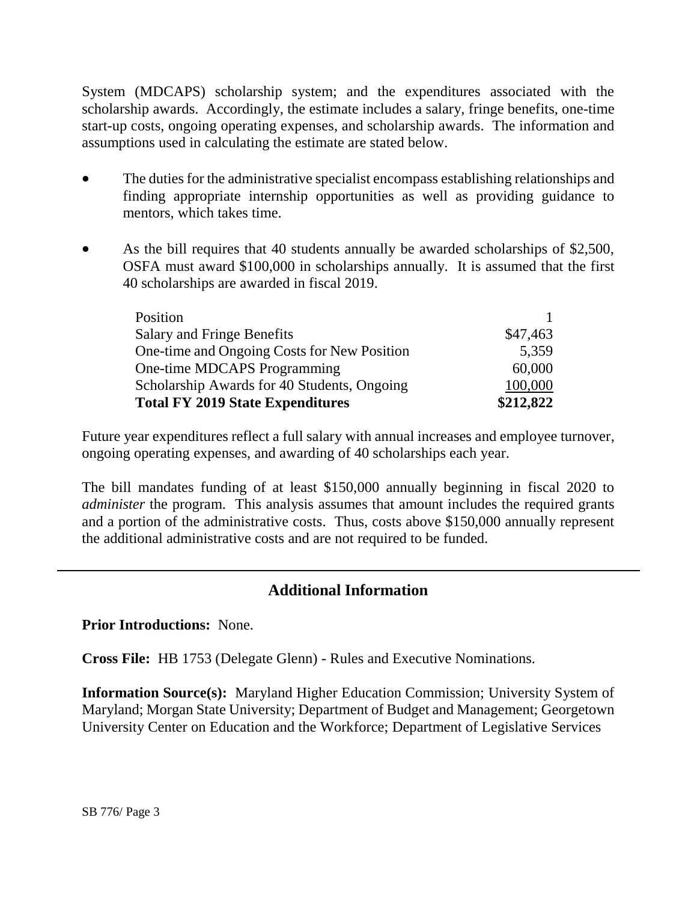System (MDCAPS) scholarship system; and the expenditures associated with the scholarship awards. Accordingly, the estimate includes a salary, fringe benefits, one-time start-up costs, ongoing operating expenses, and scholarship awards. The information and assumptions used in calculating the estimate are stated below.

- The duties for the administrative specialist encompass establishing relationships and finding appropriate internship opportunities as well as providing guidance to mentors, which takes time.
- As the bill requires that 40 students annually be awarded scholarships of $2,500, OSFA must award $100,000 in scholarships annually. It is assumed that the first 40 scholarships are awarded in fiscal 2019.

| | |
|---|---:|
| Position | 1 |
| Salary and Fringe Benefits | $47,463 |
| One-time and Ongoing Costs for New Position | 5,359 |
| One-time MDCAPS Programming | 60,000 |
| Scholarship Awards for 40 Students, Ongoing | 100,000 |
| **Total FY 2019 State Expenditures** | **$212,822** |

Future year expenditures reflect a full salary with annual increases and employee turnover, ongoing operating expenses, and awarding of 40 scholarships each year.

The bill mandates funding of at least $150,000 annually beginning in fiscal 2020 to *administer* the program. This analysis assumes that amount includes the required grants and a portion of the administrative costs. Thus, costs above $150,000 annually represent the additional administrative costs and are not required to be funded.

## Additional Information

**Prior Introductions:** None.

**Cross File:** HB 1753 (Delegate Glenn) - Rules and Executive Nominations.

**Information Source(s):** Maryland Higher Education Commission; University System of Maryland; Morgan State University; Department of Budget and Management; Georgetown University Center on Education and the Workforce; Department of Legislative Services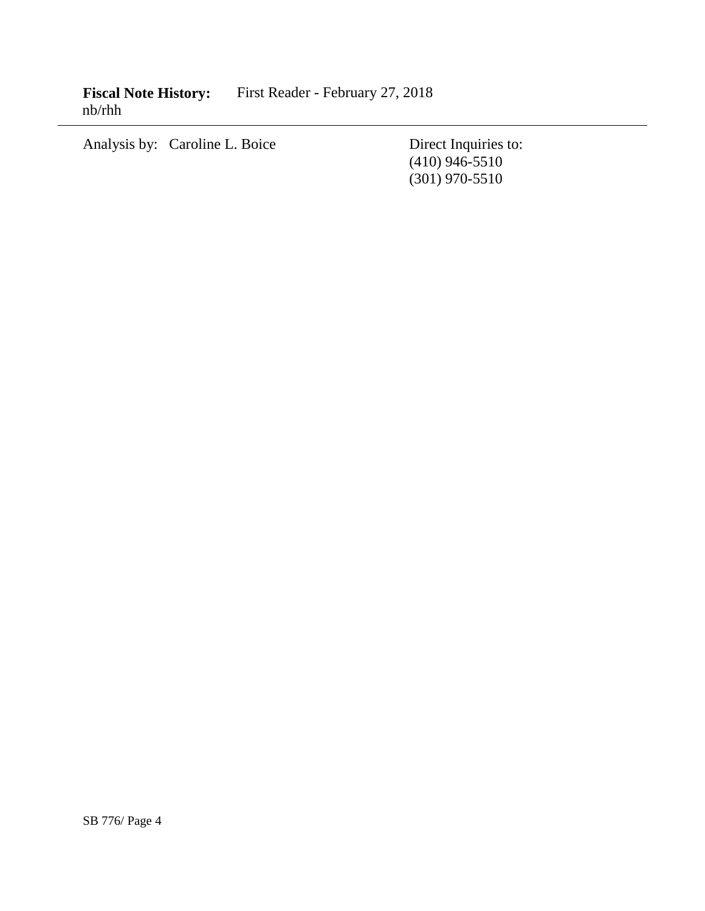**Fiscal Note History:** First Reader - February 27, 2018
nb/rhh

---

Analysis by: Caroline L. Boice

Direct Inquiries to:
(410) 946-5510
(301) 970-5510